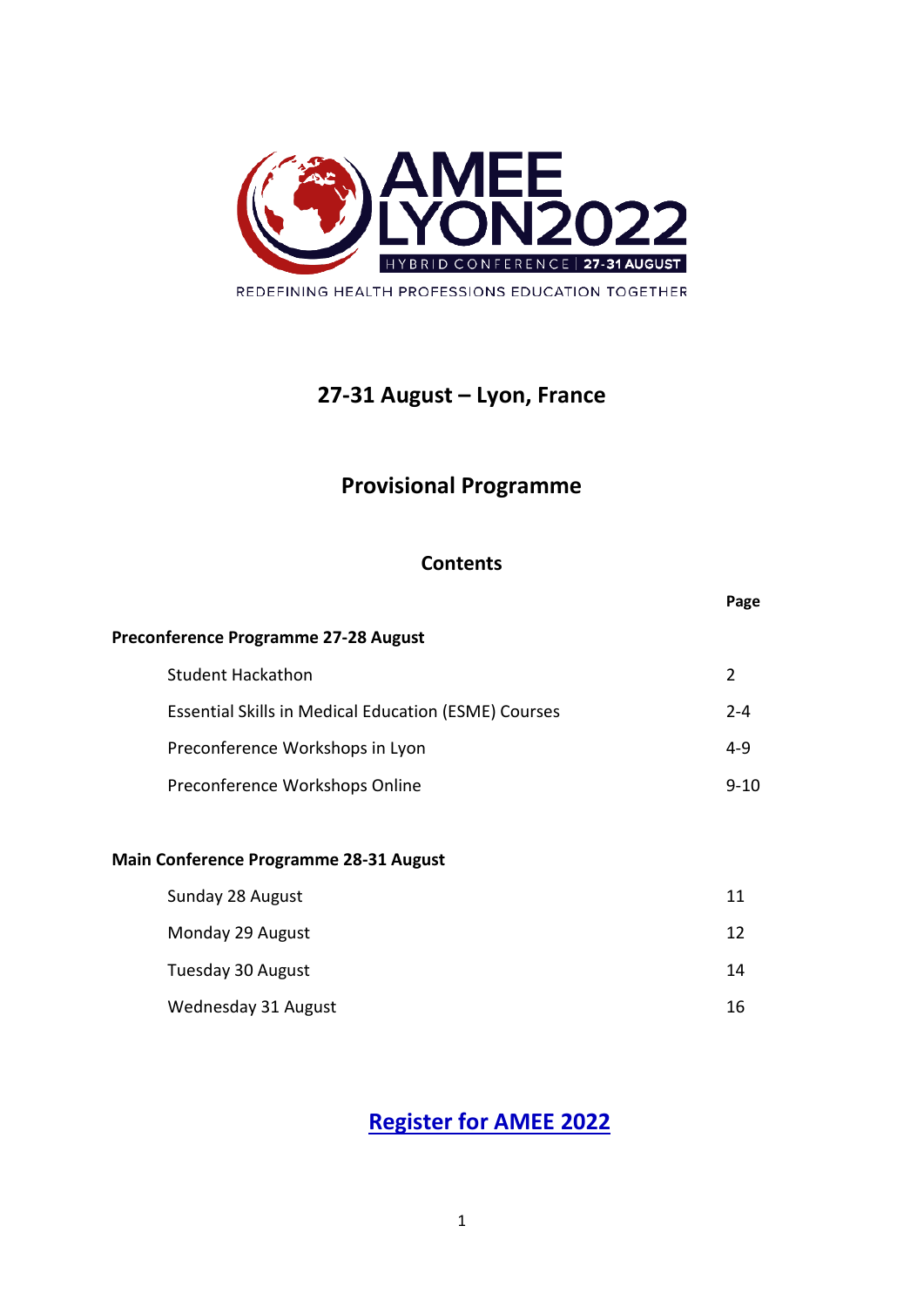AMEE LYON2022

HYBRID CONFERENCE | 27-31 AUGUST

REDEFINING HEALTH PROFESSIONS EDUCATION TOGETHER

## 27-31 August – Lyon, France

## Provisional Programme

### Contents

| | Page |
|---|---|
| **Preconference Programme 27-28 August** | |
| Student Hackathon | 2 |
| Essential Skills in Medical Education (ESME) Courses | 2-4 |
| Preconference Workshops in Lyon | 4-9 |
| Preconference Workshops Online | 9-10 |
| **Main Conference Programme 28-31 August** | |
| Sunday 28 August | 11 |
| Monday 29 August | 12 |
| Tuesday 30 August | 14 |
| Wednesday 31 August | 16 |

**Register for AMEE 2022**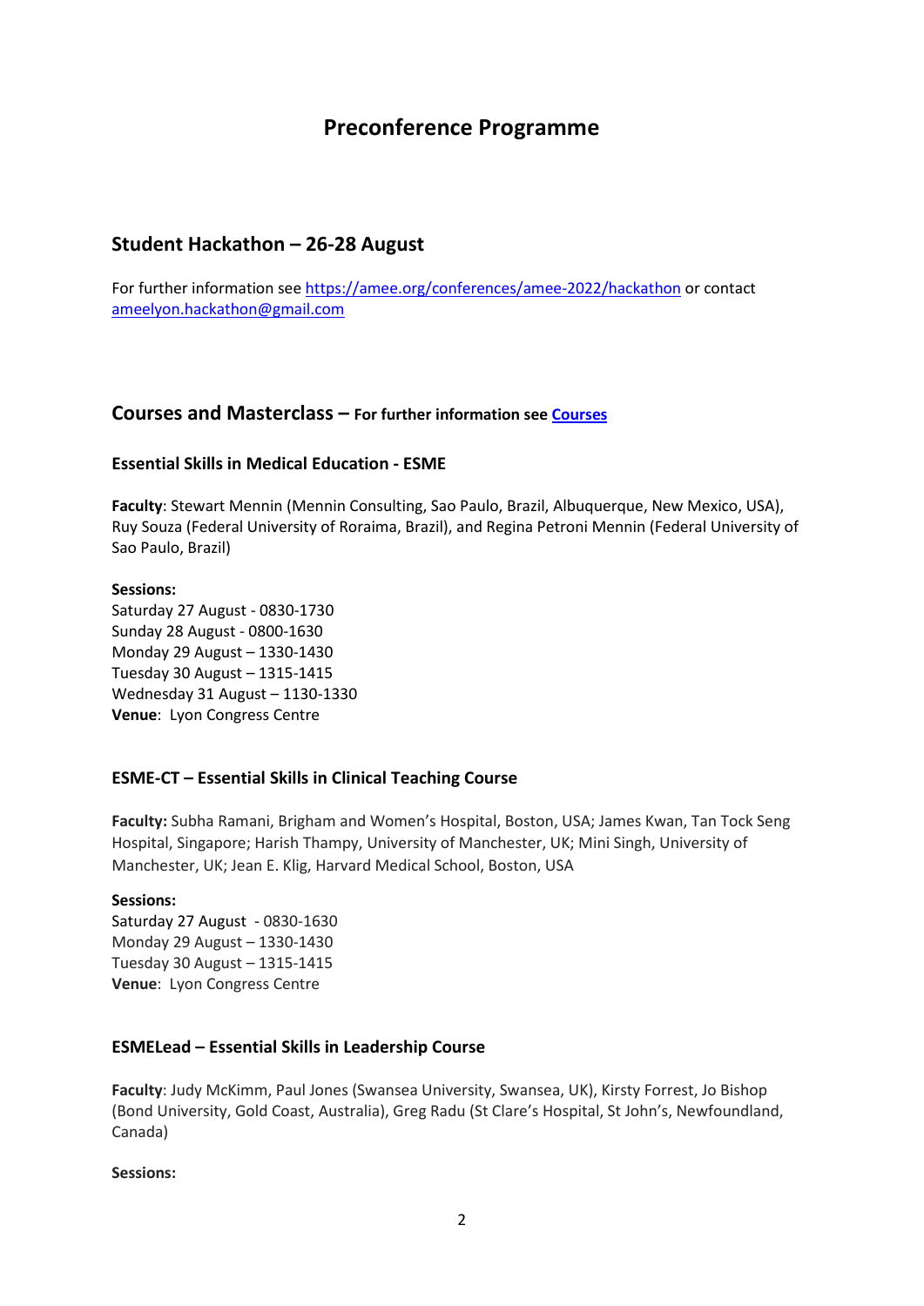# Preconference Programme

## Student Hackathon – 26-28 August

For further information see [https://amee.org/conferences/amee-2022/hackathon](https://amee.org/conferences/amee-2022/hackathon) or contact [ameelyon.hackathon@gmail.com](mailto:ameelyon.hackathon@gmail.com)

## Courses and Masterclass – For further information see [Courses](#)

### Essential Skills in Medical Education - ESME

**Faculty**: Stewart Mennin (Mennin Consulting, Sao Paulo, Brazil, Albuquerque, New Mexico, USA), Ruy Souza (Federal University of Roraima, Brazil), and Regina Petroni Mennin (Federal University of Sao Paulo, Brazil)

**Sessions:**
Saturday 27 August - 0830-1730
Sunday 28 August - 0800-1630
Monday 29 August – 1330-1430
Tuesday 30 August – 1315-1415
Wednesday 31 August – 1130-1330
**Venue**: Lyon Congress Centre

### ESME-CT – Essential Skills in Clinical Teaching Course

**Faculty:** Subha Ramani, Brigham and Women's Hospital, Boston, USA; James Kwan, Tan Tock Seng Hospital, Singapore; Harish Thampy, University of Manchester, UK; Mini Singh, University of Manchester, UK; Jean E. Klig, Harvard Medical School, Boston, USA

**Sessions:**
Saturday 27 August - 0830-1630
Monday 29 August – 1330-1430
Tuesday 30 August – 1315-1415
**Venue**: Lyon Congress Centre

### ESMELead – Essential Skills in Leadership Course

**Faculty**: Judy McKimm, Paul Jones (Swansea University, Swansea, UK), Kirsty Forrest, Jo Bishop (Bond University, Gold Coast, Australia), Greg Radu (St Clare's Hospital, St John's, Newfoundland, Canada)

**Sessions:**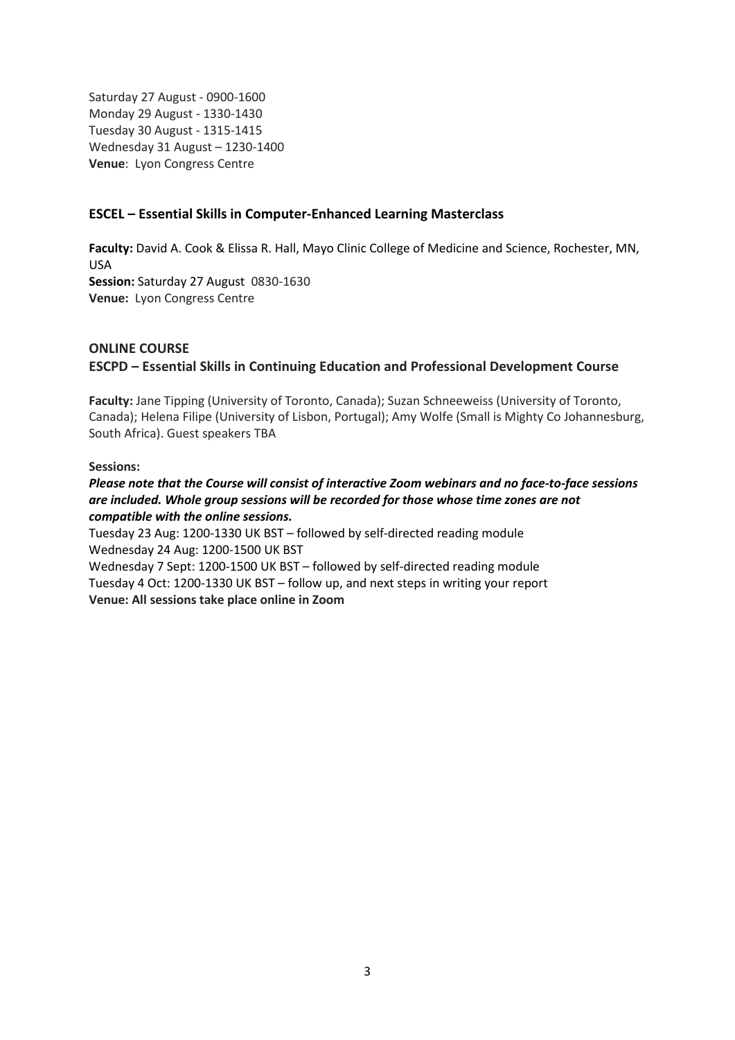Saturday 27 August - 0900-1600
Monday 29 August - 1330-1430
Tuesday 30 August - 1315-1415
Wednesday 31 August – 1230-1400
**Venue**: Lyon Congress Centre

### ESCEL – Essential Skills in Computer-Enhanced Learning Masterclass

**Faculty:** David A. Cook & Elissa R. Hall, Mayo Clinic College of Medicine and Science, Rochester, MN, USA
**Session:** Saturday 27 August 0830-1630
**Venue:** Lyon Congress Centre

### ONLINE COURSE
### ESCPD – Essential Skills in Continuing Education and Professional Development Course

**Faculty:** Jane Tipping (University of Toronto, Canada); Suzan Schneeweiss (University of Toronto, Canada); Helena Filipe (University of Lisbon, Portugal); Amy Wolfe (Small is Mighty Co Johannesburg, South Africa). Guest speakers TBA

**Sessions:**

***Please note that the Course will consist of interactive Zoom webinars and no face-to-face sessions are included. Whole group sessions will be recorded for those whose time zones are not compatible with the online sessions.***

Tuesday 23 Aug: 1200-1330 UK BST – followed by self-directed reading module
Wednesday 24 Aug: 1200-1500 UK BST
Wednesday 7 Sept: 1200-1500 UK BST – followed by self-directed reading module
Tuesday 4 Oct: 1200-1330 UK BST – follow up, and next steps in writing your report
**Venue: All sessions take place online in Zoom**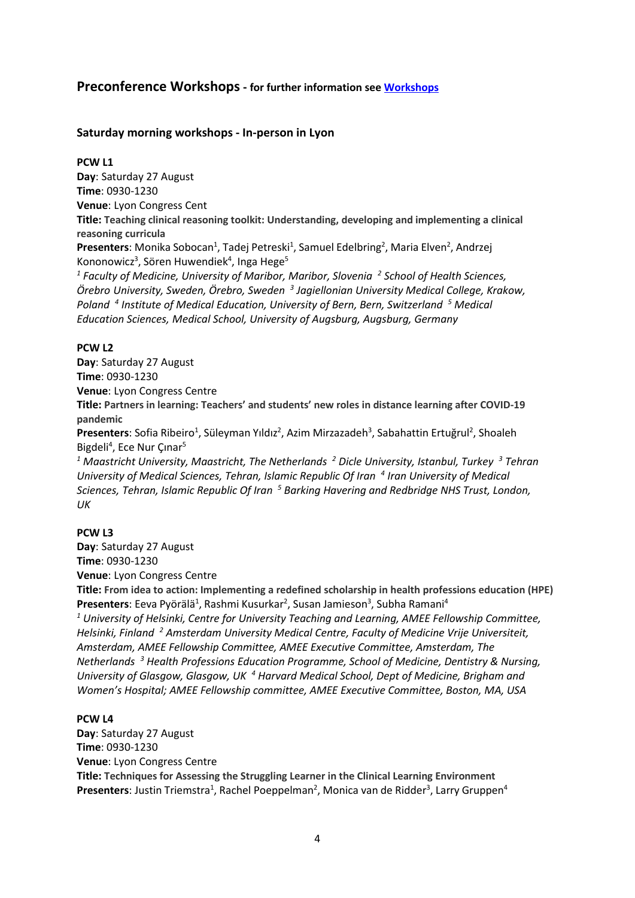## Preconference Workshops - for further information see [Workshops]

### Saturday morning workshops - In-person in Lyon

**PCW L1**

**Day**: Saturday 27 August
**Time**: 0930-1230
**Venue**: Lyon Congress Cent
**Title: Teaching clinical reasoning toolkit: Understanding, developing and implementing a clinical reasoning curricula**
**Presenters**: Monika Sobocan[1], Tadej Petreski[1], Samuel Edelbring[2], Maria Elven[2], Andrzej Kononowicz[3], Sören Huwendiek[4], Inga Hege[5]
*[1] Faculty of Medicine, University of Maribor, Maribor, Slovenia [2] School of Health Sciences, Örebro University, Sweden, Örebro, Sweden [3] Jagiellonian University Medical College, Krakow, Poland [4] Institute of Medical Education, University of Bern, Bern, Switzerland [5] Medical Education Sciences, Medical School, University of Augsburg, Augsburg, Germany*

**PCW L2**

**Day**: Saturday 27 August
**Time**: 0930-1230
**Venue**: Lyon Congress Centre
**Title: Partners in learning: Teachers' and students' new roles in distance learning after COVID-19 pandemic**
**Presenters**: Sofia Ribeiro[1], Süleyman Yıldız[2], Azim Mirzazadeh[3], Sabahattin Ertuğrul[2], Shoaleh Bigdeli[4], Ece Nur Çınar[5]
*[1] Maastricht University, Maastricht, The Netherlands [2] Dicle University, Istanbul, Turkey [3] Tehran University of Medical Sciences, Tehran, Islamic Republic Of Iran [4] Iran University of Medical Sciences, Tehran, Islamic Republic Of Iran [5] Barking Havering and Redbridge NHS Trust, London, UK*

**PCW L3**

**Day**: Saturday 27 August
**Time**: 0930-1230
**Venue**: Lyon Congress Centre
**Title: From idea to action: Implementing a redefined scholarship in health professions education (HPE)**
**Presenters**: Eeva Pyörälä[1], Rashmi Kusurkar[2], Susan Jamieson[3], Subha Ramani[4]
*[1] University of Helsinki, Centre for University Teaching and Learning, AMEE Fellowship Committee, Helsinki, Finland [2] Amsterdam University Medical Centre, Faculty of Medicine Vrije Universiteit, Amsterdam, AMEE Fellowship Committee, AMEE Executive Committee, Amsterdam, The Netherlands [3] Health Professions Education Programme, School of Medicine, Dentistry & Nursing, University of Glasgow, Glasgow, UK [4] Harvard Medical School, Dept of Medicine, Brigham and Women's Hospital; AMEE Fellowship committee, AMEE Executive Committee, Boston, MA, USA*

**PCW L4**

**Day**: Saturday 27 August
**Time**: 0930-1230
**Venue**: Lyon Congress Centre
**Title: Techniques for Assessing the Struggling Learner in the Clinical Learning Environment**
**Presenters**: Justin Triemstra[1], Rachel Poeppelman[2], Monica van de Ridder[3], Larry Gruppen[4]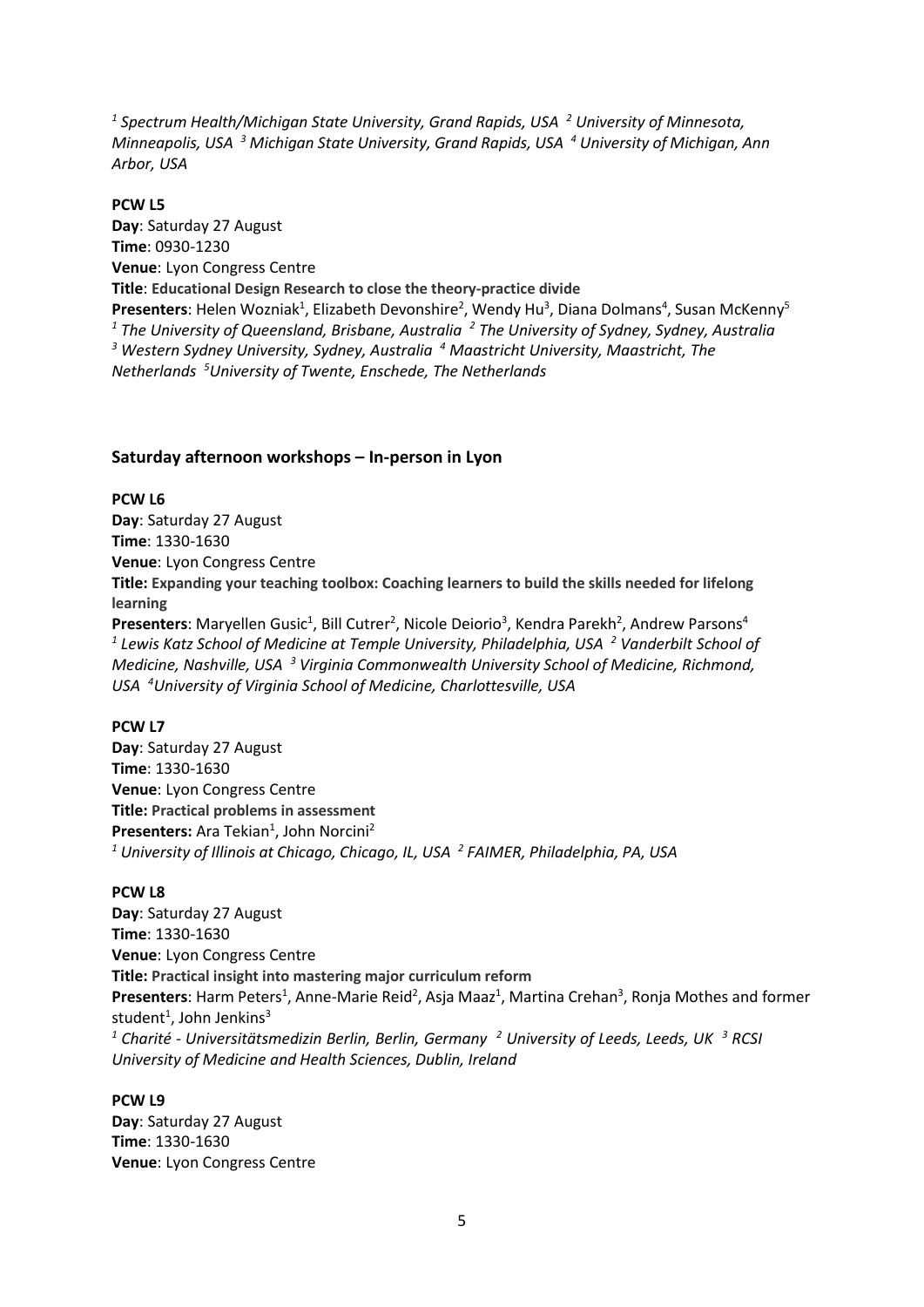*[1] Spectrum Health/Michigan State University, Grand Rapids, USA [2] University of Minnesota, Minneapolis, USA [3] Michigan State University, Grand Rapids, USA [4] University of Michigan, Ann Arbor, USA*

**PCW L5**
**Day**: Saturday 27 August
**Time**: 0930-1230
**Venue**: Lyon Congress Centre
**Title**: **Educational Design Research to close the theory-practice divide**
**Presenters**: Helen Wozniak[1], Elizabeth Devonshire[2], Wendy Hu[3], Diana Dolmans[4], Susan McKenny[5]
*[1] The University of Queensland, Brisbane, Australia [2] The University of Sydney, Sydney, Australia [3] Western Sydney University, Sydney, Australia [4] Maastricht University, Maastricht, The Netherlands [5]University of Twente, Enschede, The Netherlands*

### Saturday afternoon workshops – In-person in Lyon

**PCW L6**
**Day**: Saturday 27 August
**Time**: 1330-1630
**Venue**: Lyon Congress Centre
**Title: Expanding your teaching toolbox: Coaching learners to build the skills needed for lifelong learning**
**Presenters**: Maryellen Gusic[1], Bill Cutrer[2], Nicole Deiorio[3], Kendra Parekh[2], Andrew Parsons[4]
*[1] Lewis Katz School of Medicine at Temple University, Philadelphia, USA [2] Vanderbilt School of Medicine, Nashville, USA [3] Virginia Commonwealth University School of Medicine, Richmond, USA [4]University of Virginia School of Medicine, Charlottesville, USA*

**PCW L7**
**Day**: Saturday 27 August
**Time**: 1330-1630
**Venue**: Lyon Congress Centre
**Title: Practical problems in assessment**
**Presenters:** Ara Tekian[1], John Norcini[2]
*[1] University of Illinois at Chicago, Chicago, IL, USA [2] FAIMER, Philadelphia, PA, USA*

**PCW L8**
**Day**: Saturday 27 August
**Time**: 1330-1630
**Venue**: Lyon Congress Centre
**Title: Practical insight into mastering major curriculum reform**
**Presenters**: Harm Peters[1], Anne-Marie Reid[2], Asja Maaz[1], Martina Crehan[3], Ronja Mothes and former student[1], John Jenkins[3]
*[1] Charité - Universitätsmedizin Berlin, Berlin, Germany [2] University of Leeds, Leeds, UK [3] RCSI University of Medicine and Health Sciences, Dublin, Ireland*

**PCW L9**
**Day**: Saturday 27 August
**Time**: 1330-1630
**Venue**: Lyon Congress Centre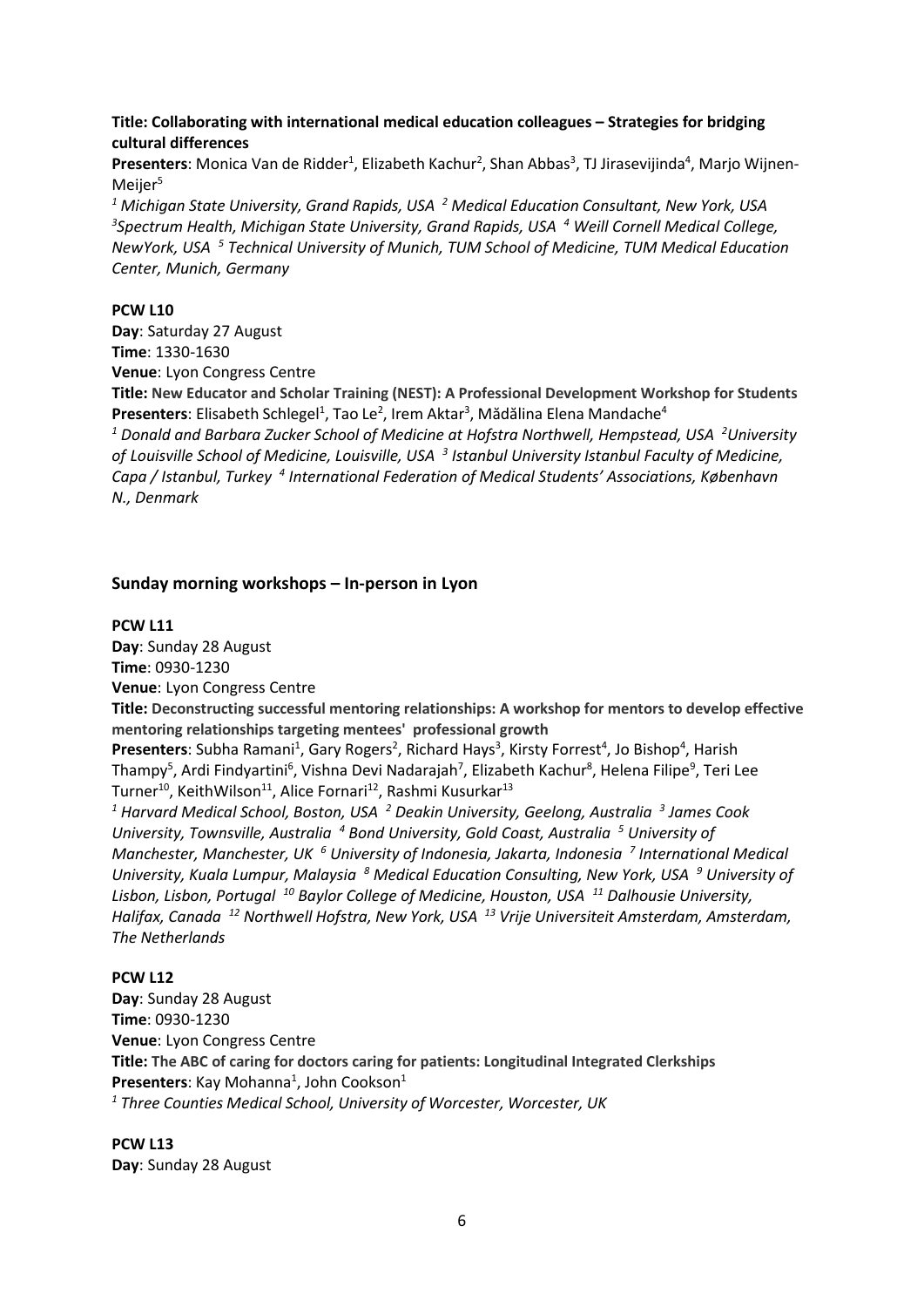**Title: Collaborating with international medical education colleagues – Strategies for bridging cultural differences**

**Presenters**: Monica Van de Ridder[1], Elizabeth Kachur[2], Shan Abbas[3], TJ Jirasevijinda[4], Marjo Wijnen-Meijer[5]

*[1] Michigan State University, Grand Rapids, USA [2] Medical Education Consultant, New York, USA [3] Spectrum Health, Michigan State University, Grand Rapids, USA [4] Weill Cornell Medical College, NewYork, USA [5] Technical University of Munich, TUM School of Medicine, TUM Medical Education Center, Munich, Germany*

**PCW L10**

**Day**: Saturday 27 August

**Time**: 1330-1630

**Venue**: Lyon Congress Centre

**Title: New Educator and Scholar Training (NEST): A Professional Development Workshop for Students**

**Presenters**: Elisabeth Schlegel[1], Tao Le[2], Irem Aktar[3], Mădălina Elena Mandache[4]

*[1] Donald and Barbara Zucker School of Medicine at Hofstra Northwell, Hempstead, USA [2] University of Louisville School of Medicine, Louisville, USA [3] Istanbul University Istanbul Faculty of Medicine, Capa / Istanbul, Turkey [4] International Federation of Medical Students' Associations, København N., Denmark*

## Sunday morning workshops – In-person in Lyon

**PCW L11**

**Day**: Sunday 28 August

**Time**: 0930-1230

**Venue**: Lyon Congress Centre

**Title: Deconstructing successful mentoring relationships: A workshop for mentors to develop effective mentoring relationships targeting mentees' professional growth**

**Presenters**: Subha Ramani[1], Gary Rogers[2], Richard Hays[3], Kirsty Forrest[4], Jo Bishop[4], Harish Thampy[5], Ardi Findyartini[6], Vishna Devi Nadarajah[7], Elizabeth Kachur[8], Helena Filipe[9], Teri Lee Turner[10], KeithWilson[11], Alice Fornari[12], Rashmi Kusurkar[13]

*[1] Harvard Medical School, Boston, USA [2] Deakin University, Geelong, Australia [3] James Cook University, Townsville, Australia [4] Bond University, Gold Coast, Australia [5] University of Manchester, Manchester, UK [6] University of Indonesia, Jakarta, Indonesia [7] International Medical University, Kuala Lumpur, Malaysia [8] Medical Education Consulting, New York, USA [9] University of Lisbon, Lisbon, Portugal [10] Baylor College of Medicine, Houston, USA [11] Dalhousie University, Halifax, Canada [12] Northwell Hofstra, New York, USA [13] Vrije Universiteit Amsterdam, Amsterdam, The Netherlands*

**PCW L12**

**Day**: Sunday 28 August

**Time**: 0930-1230

**Venue**: Lyon Congress Centre

**Title: The ABC of caring for doctors caring for patients: Longitudinal Integrated Clerkships**

**Presenters**: Kay Mohanna[1], John Cookson[1]

*[1] Three Counties Medical School, University of Worcester, Worcester, UK*

**PCW L13**

**Day**: Sunday 28 August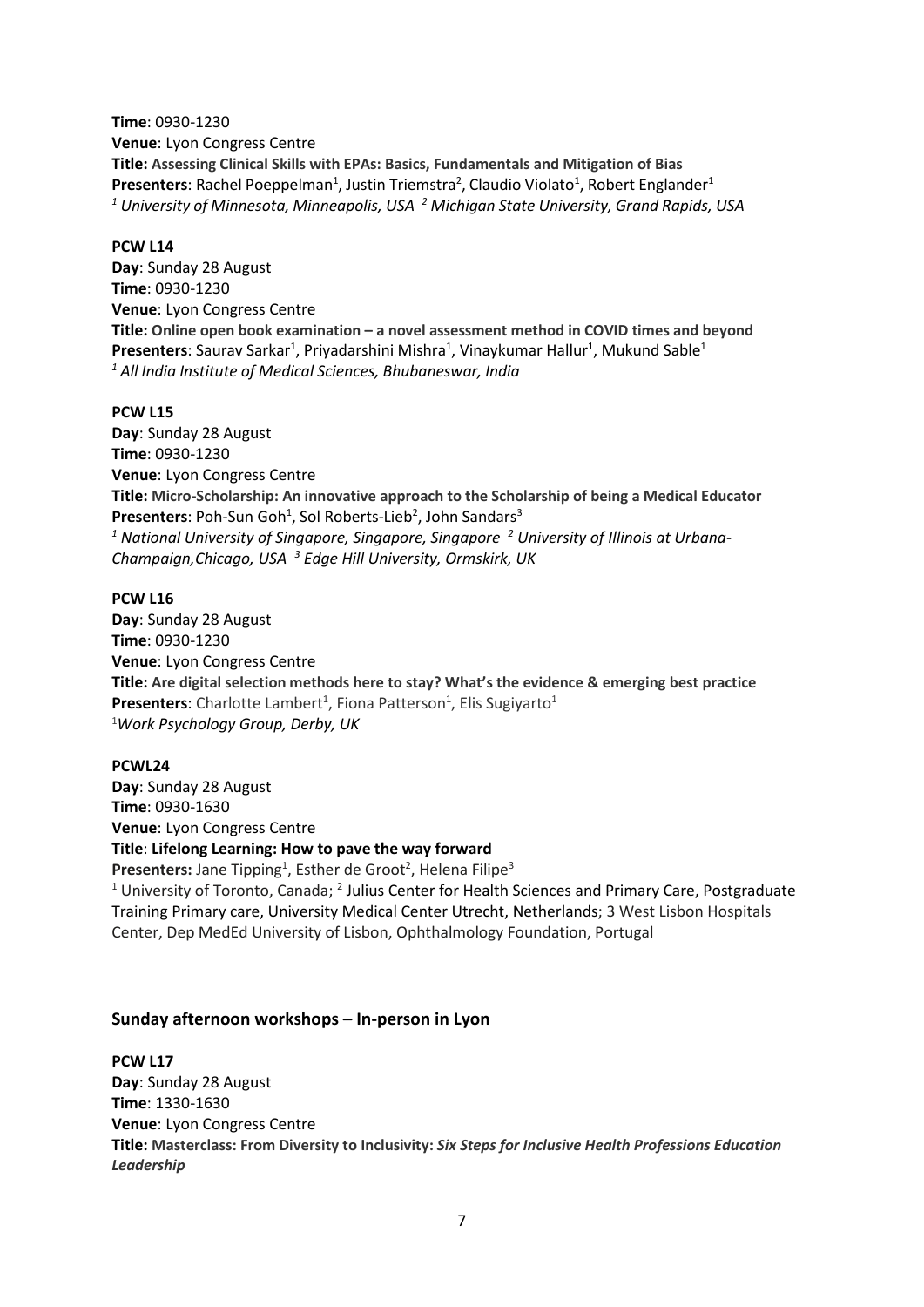**Time**: 0930-1230
**Venue**: Lyon Congress Centre
**Title: Assessing Clinical Skills with EPAs: Basics, Fundamentals and Mitigation of Bias**
**Presenters**: Rachel Poeppelman[1], Justin Triemstra[2], Claudio Violato[1], Robert Englander[1]
*[1] University of Minnesota, Minneapolis, USA [2] Michigan State University, Grand Rapids, USA*

**PCW L14**
**Day**: Sunday 28 August
**Time**: 0930-1230
**Venue**: Lyon Congress Centre
**Title: Online open book examination – a novel assessment method in COVID times and beyond**
**Presenters**: Saurav Sarkar[1], Priyadarshini Mishra[1], Vinaykumar Hallur[1], Mukund Sable[1]
*[1] All India Institute of Medical Sciences, Bhubaneswar, India*

**PCW L15**
**Day**: Sunday 28 August
**Time**: 0930-1230
**Venue**: Lyon Congress Centre
**Title: Micro-Scholarship: An innovative approach to the Scholarship of being a Medical Educator**
**Presenters**: Poh-Sun Goh[1], Sol Roberts-Lieb[2], John Sandars[3]
*[1] National University of Singapore, Singapore, Singapore [2] University of Illinois at Urbana-Champaign,Chicago, USA [3] Edge Hill University, Ormskirk, UK*

**PCW L16**
**Day**: Sunday 28 August
**Time**: 0930-1230
**Venue**: Lyon Congress Centre
**Title: Are digital selection methods here to stay? What's the evidence & emerging best practice**
**Presenters**: Charlotte Lambert[1], Fiona Patterson[1], Elis Sugiyarto[1]
[1]*Work Psychology Group, Derby, UK*

**PCWL24**
**Day**: Sunday 28 August
**Time**: 0930-1630
**Venue**: Lyon Congress Centre
**Title**: **Lifelong Learning: How to pave the way forward**
**Presenters:** Jane Tipping[1], Esther de Groot[2], Helena Filipe[3]
[1] University of Toronto, Canada; [2] Julius Center for Health Sciences and Primary Care, Postgraduate Training Primary care, University Medical Center Utrecht, Netherlands; 3 West Lisbon Hospitals Center, Dep MedEd University of Lisbon, Ophthalmology Foundation, Portugal

## Sunday afternoon workshops – In-person in Lyon

**PCW L17**
**Day**: Sunday 28 August
**Time**: 1330-1630
**Venue**: Lyon Congress Centre
**Title: Masterclass: From Diversity to Inclusivity: *Six Steps for Inclusive Health Professions Education Leadership***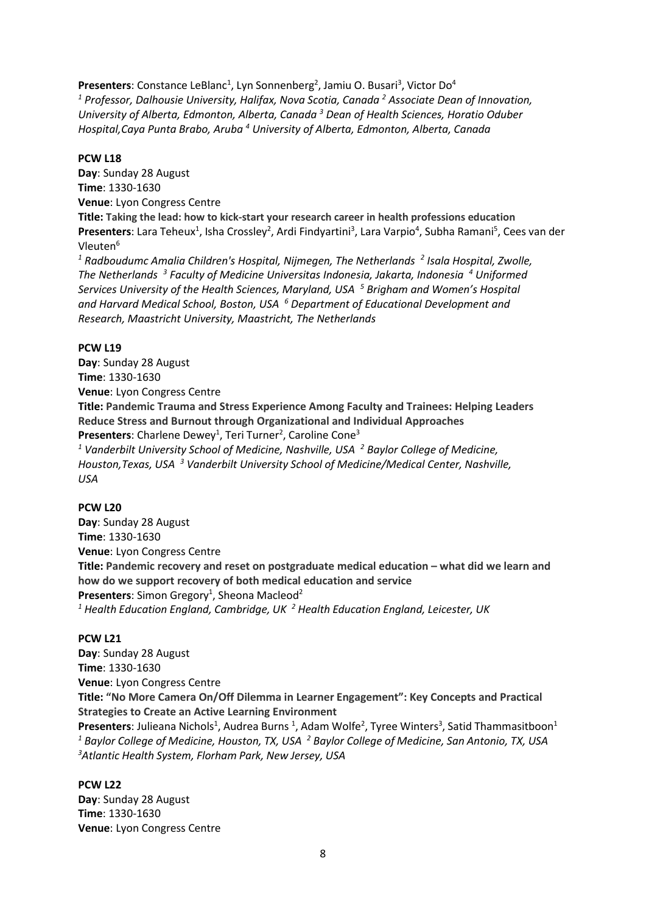**Presenters**: Constance LeBlanc[1], Lyn Sonnenberg[2], Jamiu O. Busari[3], Victor Do[4]
*[1] Professor, Dalhousie University, Halifax, Nova Scotia, Canada [2] Associate Dean of Innovation, University of Alberta, Edmonton, Alberta, Canada [3] Dean of Health Sciences, Horatio Oduber Hospital,Caya Punta Brabo, Aruba [4] University of Alberta, Edmonton, Alberta, Canada*

**PCW L18**
**Day**: Sunday 28 August
**Time**: 1330-1630
**Venue**: Lyon Congress Centre
**Title: Taking the lead: how to kick-start your research career in health professions education**
**Presenters**: Lara Teheux[1], Isha Crossley[2], Ardi Findyartini[3], Lara Varpio[4], Subha Ramani[5], Cees van der Vleuten[6]
*[1] Radboudumc Amalia Children's Hospital, Nijmegen, The Netherlands [2] Isala Hospital, Zwolle, The Netherlands [3] Faculty of Medicine Universitas Indonesia, Jakarta, Indonesia [4] Uniformed Services University of the Health Sciences, Maryland, USA [5] Brigham and Women's Hospital and Harvard Medical School, Boston, USA [6] Department of Educational Development and Research, Maastricht University, Maastricht, The Netherlands*

**PCW L19**
**Day**: Sunday 28 August
**Time**: 1330-1630
**Venue**: Lyon Congress Centre
**Title: Pandemic Trauma and Stress Experience Among Faculty and Trainees: Helping Leaders Reduce Stress and Burnout through Organizational and Individual Approaches**
**Presenters**: Charlene Dewey[1], Teri Turner[2], Caroline Cone[3]
*[1] Vanderbilt University School of Medicine, Nashville, USA [2] Baylor College of Medicine, Houston,Texas, USA [3] Vanderbilt University School of Medicine/Medical Center, Nashville, USA*

**PCW L20**
**Day**: Sunday 28 August
**Time**: 1330-1630
**Venue**: Lyon Congress Centre
**Title: Pandemic recovery and reset on postgraduate medical education – what did we learn and how do we support recovery of both medical education and service**
**Presenters**: Simon Gregory[1], Sheona Macleod[2]
*[1] Health Education England, Cambridge, UK [2] Health Education England, Leicester, UK*

**PCW L21**
**Day**: Sunday 28 August
**Time**: 1330-1630
**Venue**: Lyon Congress Centre
**Title: "No More Camera On/Off Dilemma in Learner Engagement": Key Concepts and Practical Strategies to Create an Active Learning Environment**
**Presenters**: Julieana Nichols[1], Audrea Burns [1], Adam Wolfe[2], Tyree Winters[3], Satid Thammasitboon[1]
*[1] Baylor College of Medicine, Houston, TX, USA [2] Baylor College of Medicine, San Antonio, TX, USA [3] Atlantic Health System, Florham Park, New Jersey, USA*

**PCW L22**
**Day**: Sunday 28 August
**Time**: 1330-1630
**Venue**: Lyon Congress Centre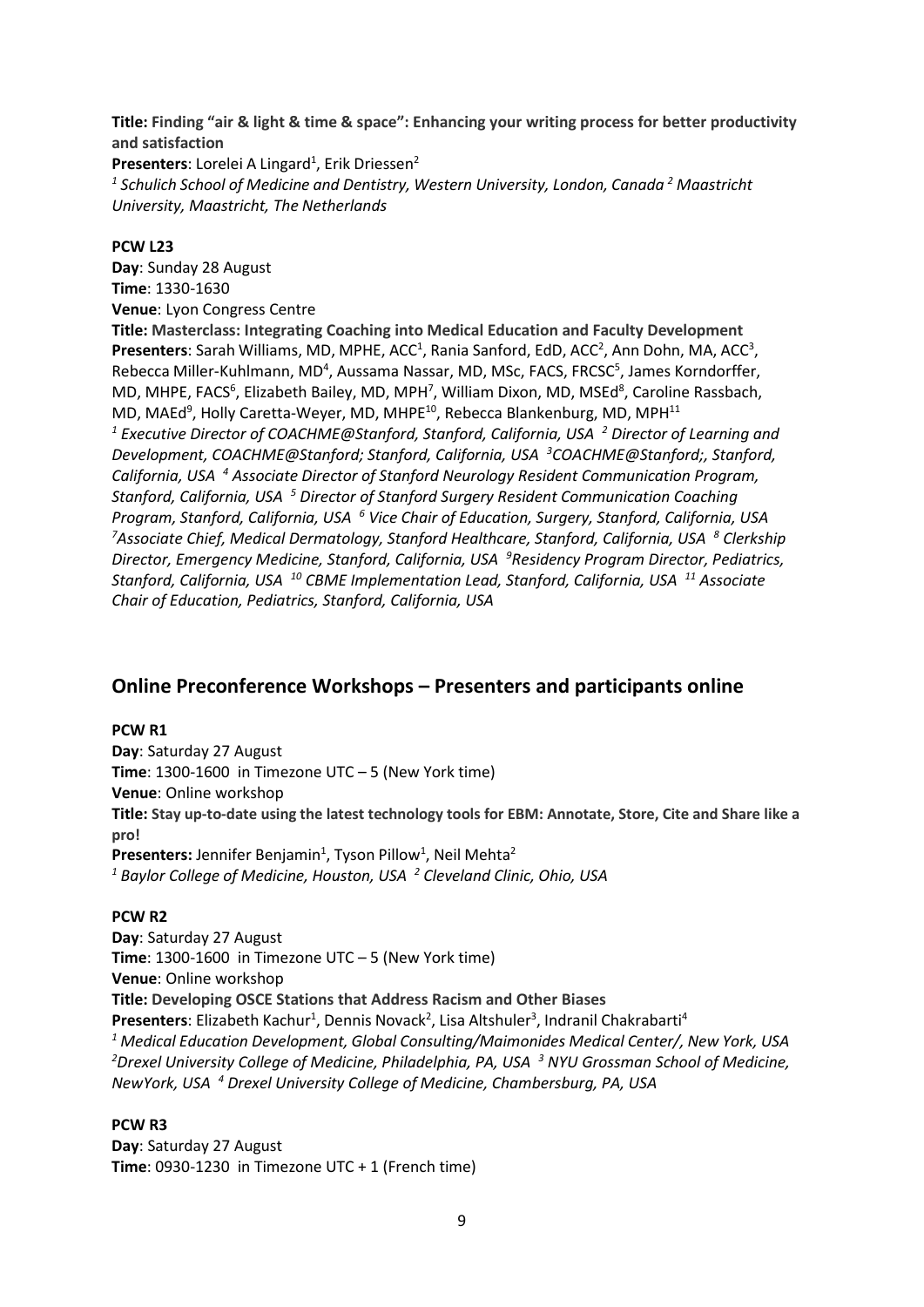**Title:** **Finding "air & light & time & space": Enhancing your writing process for better productivity and satisfaction**
**Presenters**: Lorelei A Lingard[1], Erik Driessen[2]
*[1] Schulich School of Medicine and Dentistry, Western University, London, Canada [2] Maastricht University, Maastricht, The Netherlands*

**PCW L23**
**Day**: Sunday 28 August
**Time**: 1330-1630
**Venue**: Lyon Congress Centre
**Title:** **Masterclass: Integrating Coaching into Medical Education and Faculty Development**
**Presenters**: Sarah Williams, MD, MPHE, ACC[1], Rania Sanford, EdD, ACC[2], Ann Dohn, MA, ACC[3], Rebecca Miller-Kuhlmann, MD[4], Aussama Nassar, MD, MSc, FACS, FRCSC[5], James Korndorffer, MD, MHPE, FACS[6], Elizabeth Bailey, MD, MPH[7], William Dixon, MD, MSEd[8], Caroline Rassbach, MD, MAEd[9], Holly Caretta-Weyer, MD, MHPE[10], Rebecca Blankenburg, MD, MPH[11]
*[1] Executive Director of COACHME@Stanford, Stanford, California, USA [2] Director of Learning and Development, COACHME@Stanford; Stanford, California, USA [3]COACHME@Stanford;, Stanford, California, USA [4] Associate Director of Stanford Neurology Resident Communication Program, Stanford, California, USA [5] Director of Stanford Surgery Resident Communication Coaching Program, Stanford, California, USA [6] Vice Chair of Education, Surgery, Stanford, California, USA [7]Associate Chief, Medical Dermatology, Stanford Healthcare, Stanford, California, USA [8] Clerkship Director, Emergency Medicine, Stanford, California, USA [9]Residency Program Director, Pediatrics, Stanford, California, USA [10] CBME Implementation Lead, Stanford, California, USA [11] Associate Chair of Education, Pediatrics, Stanford, California, USA*

## Online Preconference Workshops – Presenters and participants online

**PCW R1**
**Day**: Saturday 27 August
**Time**: 1300-1600 in Timezone UTC – 5 (New York time)
**Venue**: Online workshop
**Title:** **Stay up-to-date using the latest technology tools for EBM: Annotate, Store, Cite and Share like a pro!**
**Presenters:** Jennifer Benjamin[1], Tyson Pillow[1], Neil Mehta[2]
*[1] Baylor College of Medicine, Houston, USA [2] Cleveland Clinic, Ohio, USA*

**PCW R2**
**Day**: Saturday 27 August
**Time**: 1300-1600 in Timezone UTC – 5 (New York time)
**Venue**: Online workshop
**Title:** **Developing OSCE Stations that Address Racism and Other Biases**
**Presenters**: Elizabeth Kachur[1], Dennis Novack[2], Lisa Altshuler[3], Indranil Chakrabarti[4]
*[1] Medical Education Development, Global Consulting/Maimonides Medical Center/, New York, USA [2]Drexel University College of Medicine, Philadelphia, PA, USA [3] NYU Grossman School of Medicine, NewYork, USA [4] Drexel University College of Medicine, Chambersburg, PA, USA*

**PCW R3**
**Day**: Saturday 27 August
**Time**: 0930-1230 in Timezone UTC + 1 (French time)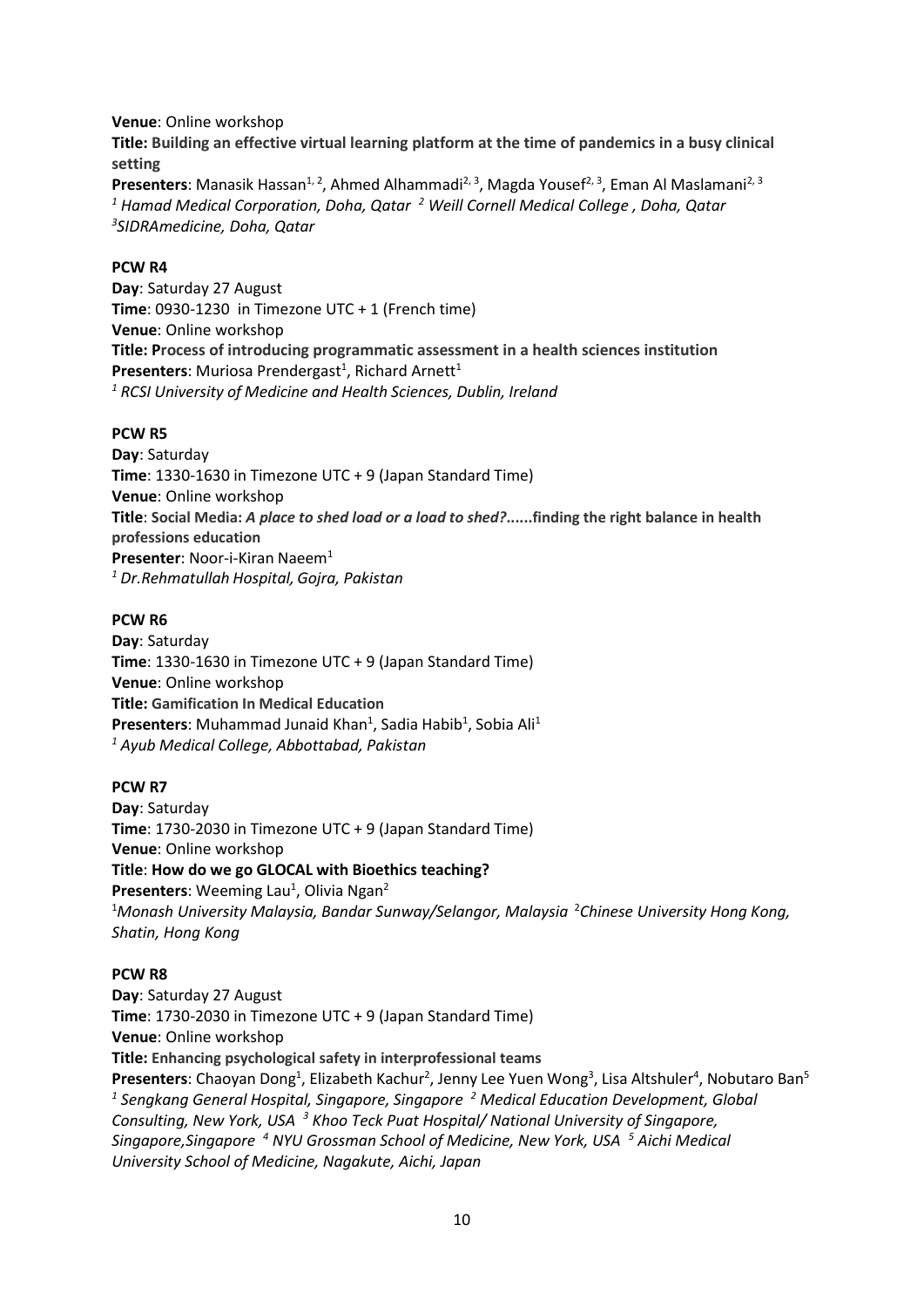**Venue**: Online workshop
**Title: Building an effective virtual learning platform at the time of pandemics in a busy clinical setting**
**Presenters**: Manasik Hassan[1, 2], Ahmed Alhammadi[2, 3], Magda Yousef[2, 3], Eman Al Maslamani[2, 3]
*[1] Hamad Medical Corporation, Doha, Qatar [2] Weill Cornell Medical College , Doha, Qatar*
*[3]SIDRAmedicine, Doha, Qatar*

**PCW R4**
**Day**: Saturday 27 August
**Time**: 0930-1230 in Timezone UTC + 1 (French time)
**Venue**: Online workshop
**Title: Process of introducing programmatic assessment in a health sciences institution**
**Presenters**: Muriosa Prendergast[1], Richard Arnett[1]
*[1] RCSI University of Medicine and Health Sciences, Dublin, Ireland*

**PCW R5**
**Day**: Saturday
**Time**: 1330-1630 in Timezone UTC + 9 (Japan Standard Time)
**Venue**: Online workshop
**Title**: **Social Media:** ***A place to shed load or a load to shed?*****......finding the right balance in health professions education**
**Presenter**: Noor-i-Kiran Naeem[1]
*[1] Dr.Rehmatullah Hospital, Gojra, Pakistan*

**PCW R6**
**Day**: Saturday
**Time**: 1330-1630 in Timezone UTC + 9 (Japan Standard Time)
**Venue**: Online workshop
**Title: Gamification In Medical Education**
**Presenters**: Muhammad Junaid Khan[1], Sadia Habib[1], Sobia Ali[1]
*[1] Ayub Medical College, Abbottabad, Pakistan*

**PCW R7**
**Day**: Saturday
**Time**: 1730-2030 in Timezone UTC + 9 (Japan Standard Time)
**Venue**: Online workshop
**Title**: **How do we go GLOCAL with Bioethics teaching?**
**Presenters**: Weeming Lau[1], Olivia Ngan[2]
[1]*Monash University Malaysia, Bandar Sunway/Selangor, Malaysia* [2]*Chinese University Hong Kong, Shatin, Hong Kong*

**PCW R8**
**Day**: Saturday 27 August
**Time**: 1730-2030 in Timezone UTC + 9 (Japan Standard Time)
**Venue**: Online workshop
**Title: Enhancing psychological safety in interprofessional teams**
**Presenters**: Chaoyan Dong[1], Elizabeth Kachur[2], Jenny Lee Yuen Wong[3], Lisa Altshuler[4], Nobutaro Ban[5]
*[1] Sengkang General Hospital, Singapore, Singapore [2] Medical Education Development, Global Consulting, New York, USA [3] Khoo Teck Puat Hospital/ National University of Singapore, Singapore,Singapore [4] NYU Grossman School of Medicine, New York, USA [5] Aichi Medical University School of Medicine, Nagakute, Aichi, Japan*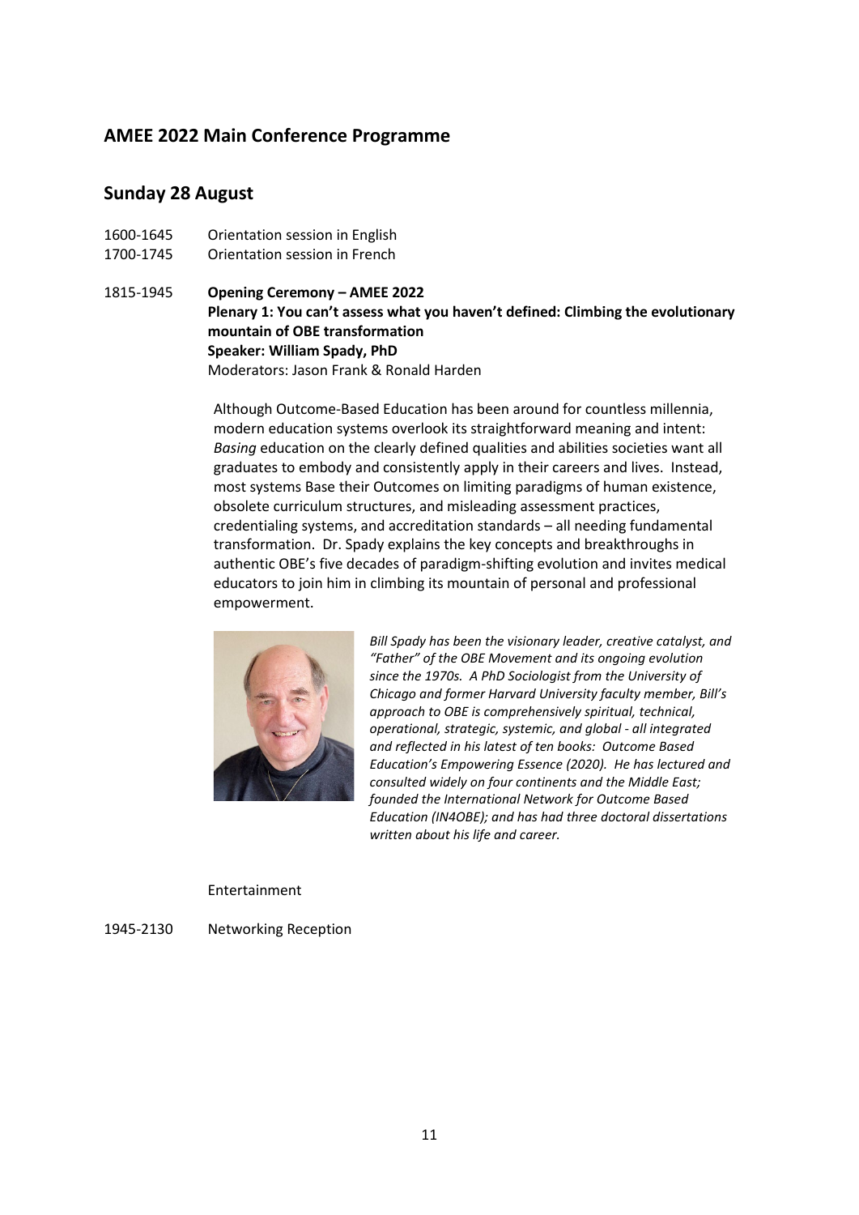## AMEE 2022 Main Conference Programme

## Sunday 28 August

1600-1645 Orientation session in English
1700-1745 Orientation session in French

1815-1945 **Opening Ceremony – AMEE 2022**
**Plenary 1: You can't assess what you haven't defined: Climbing the evolutionary mountain of OBE transformation**
**Speaker: William Spady, PhD**
Moderators: Jason Frank & Ronald Harden

Although Outcome-Based Education has been around for countless millennia, modern education systems overlook its straightforward meaning and intent: *Basing* education on the clearly defined qualities and abilities societies want all graduates to embody and consistently apply in their careers and lives. Instead, most systems Base their Outcomes on limiting paradigms of human existence, obsolete curriculum structures, and misleading assessment practices, credentialing systems, and accreditation standards – all needing fundamental transformation. Dr. Spady explains the key concepts and breakthroughs in authentic OBE's five decades of paradigm-shifting evolution and invites medical educators to join him in climbing its mountain of personal and professional empowerment.

*Bill Spady has been the visionary leader, creative catalyst, and "Father" of the OBE Movement and its ongoing evolution since the 1970s. A PhD Sociologist from the University of Chicago and former Harvard University faculty member, Bill's approach to OBE is comprehensively spiritual, technical, operational, strategic, systemic, and global - all integrated and reflected in his latest of ten books: Outcome Based Education's Empowering Essence (2020). He has lectured and consulted widely on four continents and the Middle East; founded the International Network for Outcome Based Education (IN4OBE); and has had three doctoral dissertations written about his life and career.*

Entertainment

1945-2130 Networking Reception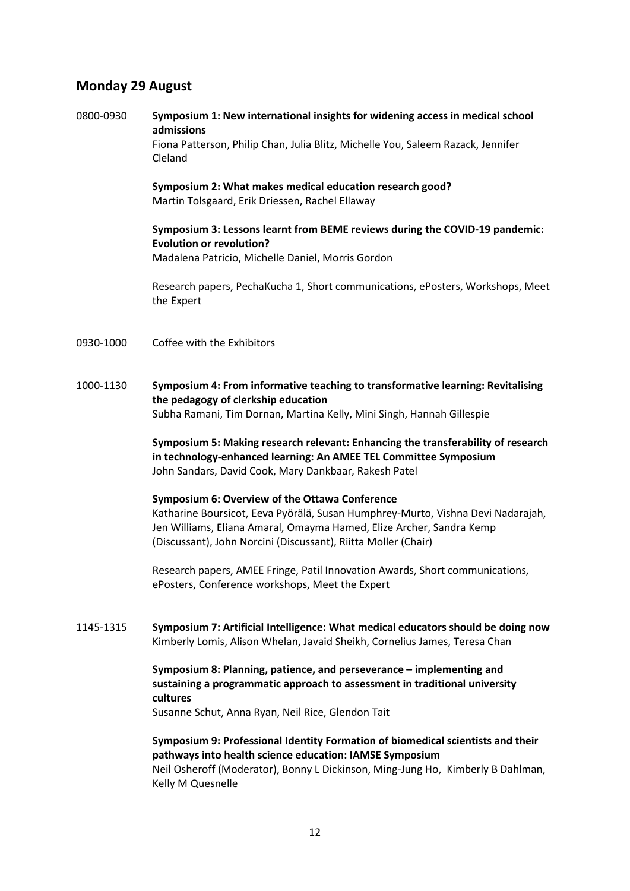## Monday 29 August

0800-0930 **Symposium 1: New international insights for widening access in medical school admissions**
Fiona Patterson, Philip Chan, Julia Blitz, Michelle You, Saleem Razack, Jennifer Cleland

**Symposium 2: What makes medical education research good?**
Martin Tolsgaard, Erik Driessen, Rachel Ellaway

**Symposium 3: Lessons learnt from BEME reviews during the COVID-19 pandemic: Evolution or revolution?**
Madalena Patricio, Michelle Daniel, Morris Gordon

Research papers, PechaKucha 1, Short communications, ePosters, Workshops, Meet the Expert

0930-1000 Coffee with the Exhibitors

1000-1130 **Symposium 4: From informative teaching to transformative learning: Revitalising the pedagogy of clerkship education**
Subha Ramani, Tim Dornan, Martina Kelly, Mini Singh, Hannah Gillespie

**Symposium 5: Making research relevant: Enhancing the transferability of research in technology-enhanced learning: An AMEE TEL Committee Symposium**
John Sandars, David Cook, Mary Dankbaar, Rakesh Patel

**Symposium 6: Overview of the Ottawa Conference**
Katharine Boursicot, Eeva Pyörälä, Susan Humphrey-Murto, Vishna Devi Nadarajah, Jen Williams, Eliana Amaral, Omayma Hamed, Elize Archer, Sandra Kemp (Discussant), John Norcini (Discussant), Riitta Moller (Chair)

Research papers, AMEE Fringe, Patil Innovation Awards, Short communications, ePosters, Conference workshops, Meet the Expert

1145-1315 **Symposium 7: Artificial Intelligence: What medical educators should be doing now**
Kimberly Lomis, Alison Whelan, Javaid Sheikh, Cornelius James, Teresa Chan

**Symposium 8: Planning, patience, and perseverance – implementing and sustaining a programmatic approach to assessment in traditional university cultures**
Susanne Schut, Anna Ryan, Neil Rice, Glendon Tait

**Symposium 9: Professional Identity Formation of biomedical scientists and their pathways into health science education: IAMSE Symposium**
Neil Osheroff (Moderator), Bonny L Dickinson, Ming-Jung Ho, Kimberly B Dahlman, Kelly M Quesnelle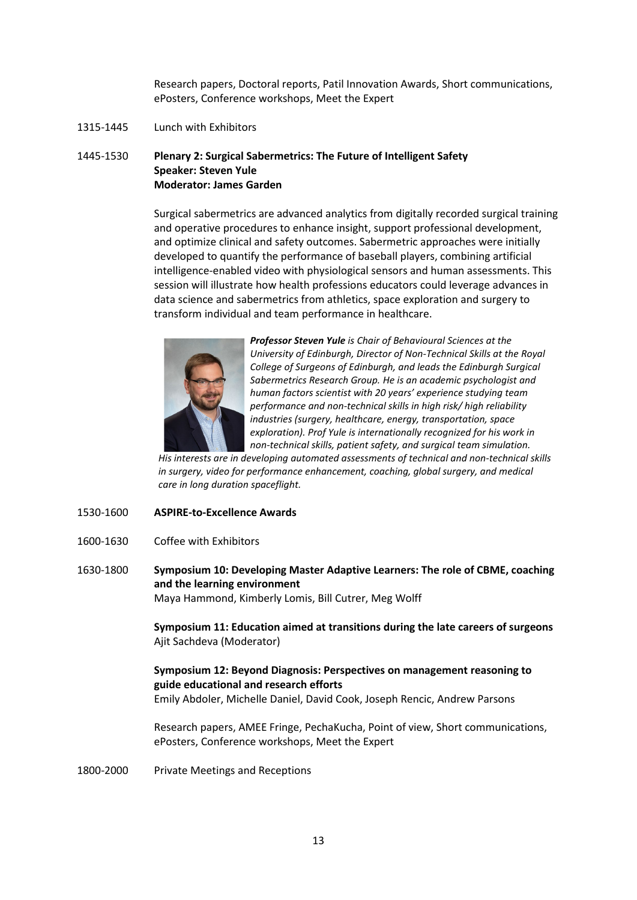Research papers, Doctoral reports, Patil Innovation Awards, Short communications, ePosters, Conference workshops, Meet the Expert

1315-1445 Lunch with Exhibitors

1445-1530 **Plenary 2: Surgical Sabermetrics: The Future of Intelligent Safety**
**Speaker: Steven Yule**
**Moderator: James Garden**

Surgical sabermetrics are advanced analytics from digitally recorded surgical training and operative procedures to enhance insight, support professional development, and optimize clinical and safety outcomes. Sabermetric approaches were initially developed to quantify the performance of baseball players, combining artificial intelligence-enabled video with physiological sensors and human assessments. This session will illustrate how health professions educators could leverage advances in data science and sabermetrics from athletics, space exploration and surgery to transform individual and team performance in healthcare.

***Professor Steven Yule*** *is Chair of Behavioural Sciences at the University of Edinburgh, Director of Non-Technical Skills at the Royal College of Surgeons of Edinburgh, and leads the Edinburgh Surgical Sabermetrics Research Group. He is an academic psychologist and human factors scientist with 20 years' experience studying team performance and non-technical skills in high risk/ high reliability industries (surgery, healthcare, energy, transportation, space exploration). Prof Yule is internationally recognized for his work in non-technical skills, patient safety, and surgical team simulation. His interests are in developing automated assessments of technical and non-technical skills in surgery, video for performance enhancement, coaching, global surgery, and medical care in long duration spaceflight.*

1530-1600 **ASPIRE-to-Excellence Awards**

1600-1630 Coffee with Exhibitors

1630-1800 **Symposium 10: Developing Master Adaptive Learners: The role of CBME, coaching and the learning environment**
Maya Hammond, Kimberly Lomis, Bill Cutrer, Meg Wolff

**Symposium 11: Education aimed at transitions during the late careers of surgeons**
Ajit Sachdeva (Moderator)

**Symposium 12: Beyond Diagnosis: Perspectives on management reasoning to guide educational and research efforts**
Emily Abdoler, Michelle Daniel, David Cook, Joseph Rencic, Andrew Parsons

Research papers, AMEE Fringe, PechaKucha, Point of view, Short communications, ePosters, Conference workshops, Meet the Expert

1800-2000 Private Meetings and Receptions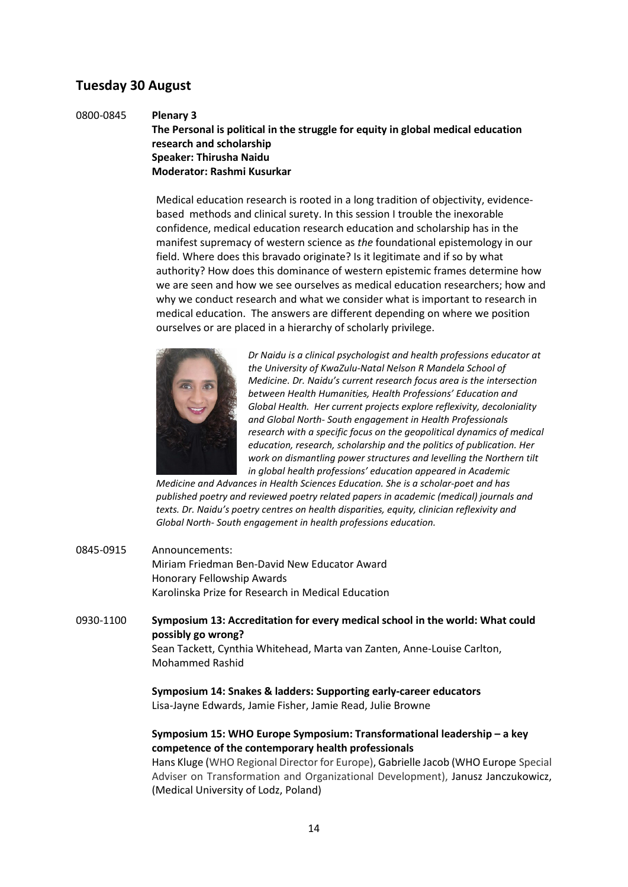## Tuesday 30 August

0800-0845 **Plenary 3**

**The Personal is political in the struggle for equity in global medical education research and scholarship**
**Speaker: Thirusha Naidu**
**Moderator: Rashmi Kusurkar**

Medical education research is rooted in a long tradition of objectivity, evidence-based methods and clinical surety. In this session I trouble the inexorable confidence, medical education research education and scholarship has in the manifest supremacy of western science as *the* foundational epistemology in our field. Where does this bravado originate? Is it legitimate and if so by what authority? How does this dominance of western epistemic frames determine how we are seen and how we see ourselves as medical education researchers; how and why we conduct research and what we consider what is important to research in medical education. The answers are different depending on where we position ourselves or are placed in a hierarchy of scholarly privilege.

*Dr Naidu is a clinical psychologist and health professions educator at the University of KwaZulu-Natal Nelson R Mandela School of Medicine. Dr. Naidu's current research focus area is the intersection between Health Humanities, Health Professions' Education and Global Health. Her current projects explore reflexivity, decoloniality and Global North- South engagement in Health Professionals research with a specific focus on the geopolitical dynamics of medical education, research, scholarship and the politics of publication. Her work on dismantling power structures and levelling the Northern tilt in global health professions' education appeared in Academic Medicine and Advances in Health Sciences Education. She is a scholar-poet and has published poetry and reviewed poetry related papers in academic (medical) journals and texts. Dr. Naidu's poetry centres on health disparities, equity, clinician reflexivity and Global North- South engagement in health professions education.*

0845-0915 Announcements:
Miriam Friedman Ben-David New Educator Award
Honorary Fellowship Awards
Karolinska Prize for Research in Medical Education

0930-1100 **Symposium 13: Accreditation for every medical school in the world: What could possibly go wrong?**
Sean Tackett, Cynthia Whitehead, Marta van Zanten, Anne-Louise Carlton, Mohammed Rashid

**Symposium 14: Snakes & ladders: Supporting early-career educators**
Lisa-Jayne Edwards, Jamie Fisher, Jamie Read, Julie Browne

**Symposium 15: WHO Europe Symposium: Transformational leadership – a key competence of the contemporary health professionals**
Hans Kluge (WHO Regional Director for Europe), Gabrielle Jacob (WHO Europe Special Adviser on Transformation and Organizational Development), Janusz Janczukowicz, (Medical University of Lodz, Poland)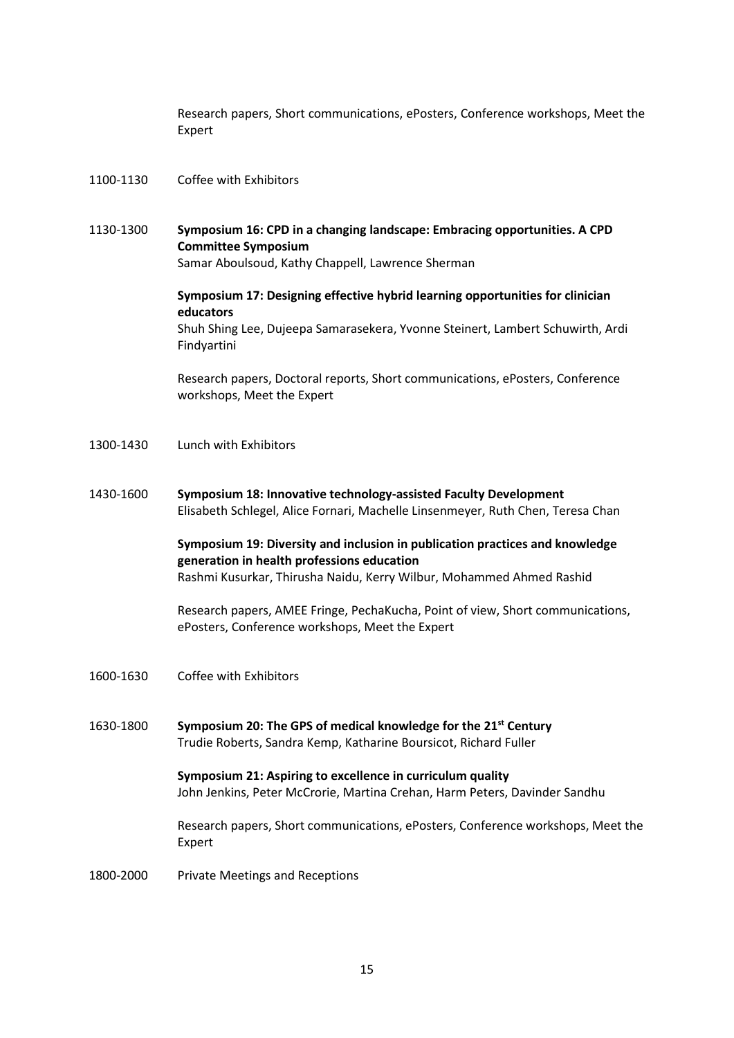Research papers, Short communications, ePosters, Conference workshops, Meet the Expert

1100-1130 Coffee with Exhibitors

1130-1300 **Symposium 16: CPD in a changing landscape: Embracing opportunities. A CPD Committee Symposium**
Samar Aboulsoud, Kathy Chappell, Lawrence Sherman

**Symposium 17: Designing effective hybrid learning opportunities for clinician educators**
Shuh Shing Lee, Dujeepa Samarasekera, Yvonne Steinert, Lambert Schuwirth, Ardi Findyartini

Research papers, Doctoral reports, Short communications, ePosters, Conference workshops, Meet the Expert

1300-1430 Lunch with Exhibitors

1430-1600 **Symposium 18: Innovative technology-assisted Faculty Development**
Elisabeth Schlegel, Alice Fornari, Machelle Linsenmeyer, Ruth Chen, Teresa Chan

**Symposium 19: Diversity and inclusion in publication practices and knowledge generation in health professions education**
Rashmi Kusurkar, Thirusha Naidu, Kerry Wilbur, Mohammed Ahmed Rashid

Research papers, AMEE Fringe, PechaKucha, Point of view, Short communications, ePosters, Conference workshops, Meet the Expert

1600-1630 Coffee with Exhibitors

1630-1800 **Symposium 20: The GPS of medical knowledge for the 21st Century**
Trudie Roberts, Sandra Kemp, Katharine Boursicot, Richard Fuller

**Symposium 21: Aspiring to excellence in curriculum quality**
John Jenkins, Peter McCrorie, Martina Crehan, Harm Peters, Davinder Sandhu

Research papers, Short communications, ePosters, Conference workshops, Meet the Expert

1800-2000 Private Meetings and Receptions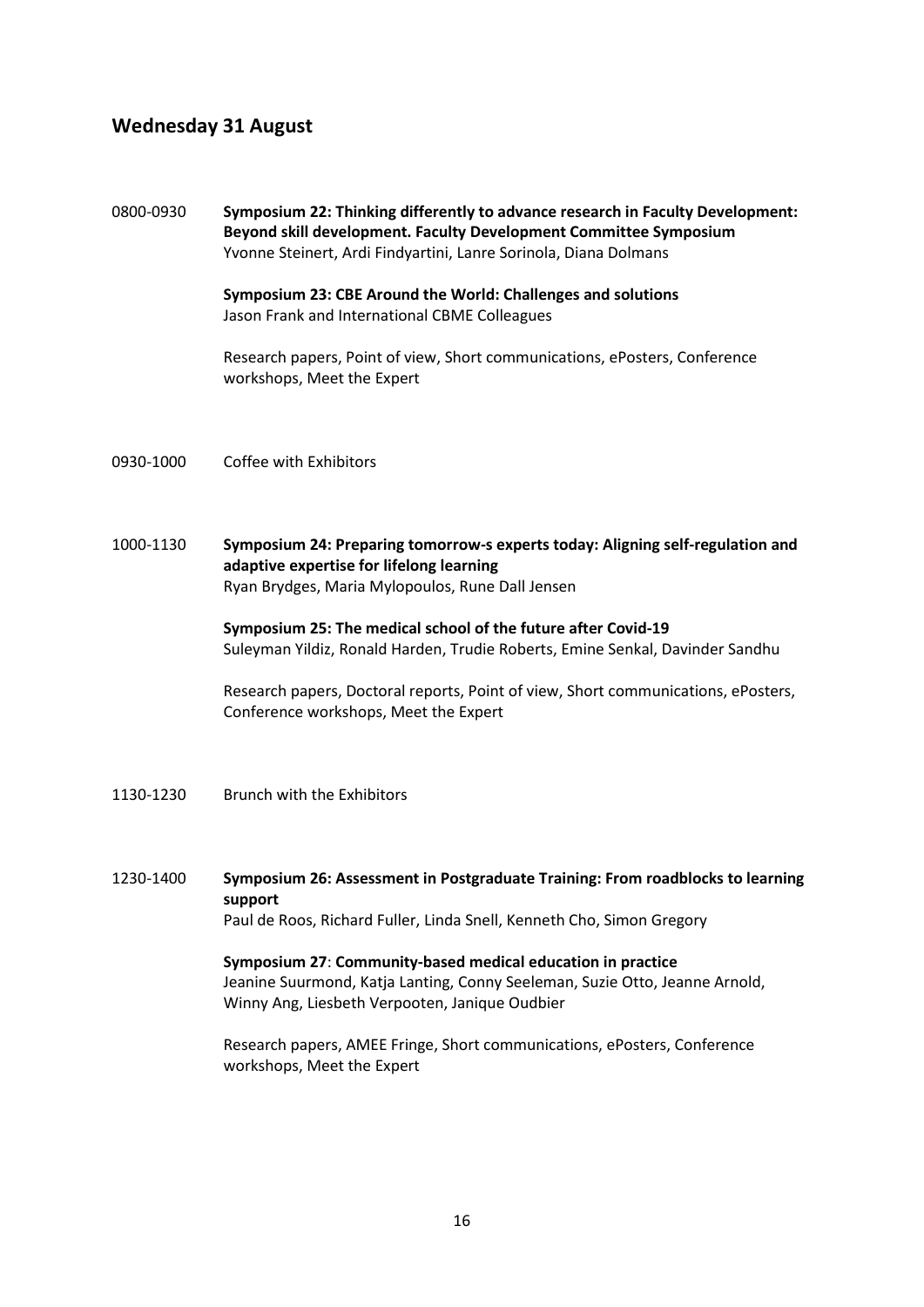## Wednesday 31 August

0800-0930 **Symposium 22: Thinking differently to advance research in Faculty Development: Beyond skill development. Faculty Development Committee Symposium**
Yvonne Steinert, Ardi Findyartini, Lanre Sorinola, Diana Dolmans

**Symposium 23: CBE Around the World: Challenges and solutions**
Jason Frank and International CBME Colleagues

Research papers, Point of view, Short communications, ePosters, Conference workshops, Meet the Expert

0930-1000 Coffee with Exhibitors

1000-1130 **Symposium 24: Preparing tomorrow-s experts today: Aligning self-regulation and adaptive expertise for lifelong learning**
Ryan Brydges, Maria Mylopoulos, Rune Dall Jensen

**Symposium 25: The medical school of the future after Covid-19**
Suleyman Yildiz, Ronald Harden, Trudie Roberts, Emine Senkal, Davinder Sandhu

Research papers, Doctoral reports, Point of view, Short communications, ePosters, Conference workshops, Meet the Expert

1130-1230 Brunch with the Exhibitors

1230-1400 **Symposium 26: Assessment in Postgraduate Training: From roadblocks to learning support**
Paul de Roos, Richard Fuller, Linda Snell, Kenneth Cho, Simon Gregory

**Symposium 27**: **Community-based medical education in practice**
Jeanine Suurmond, Katja Lanting, Conny Seeleman, Suzie Otto, Jeanne Arnold, Winny Ang, Liesbeth Verpooten, Janique Oudbier

Research papers, AMEE Fringe, Short communications, ePosters, Conference workshops, Meet the Expert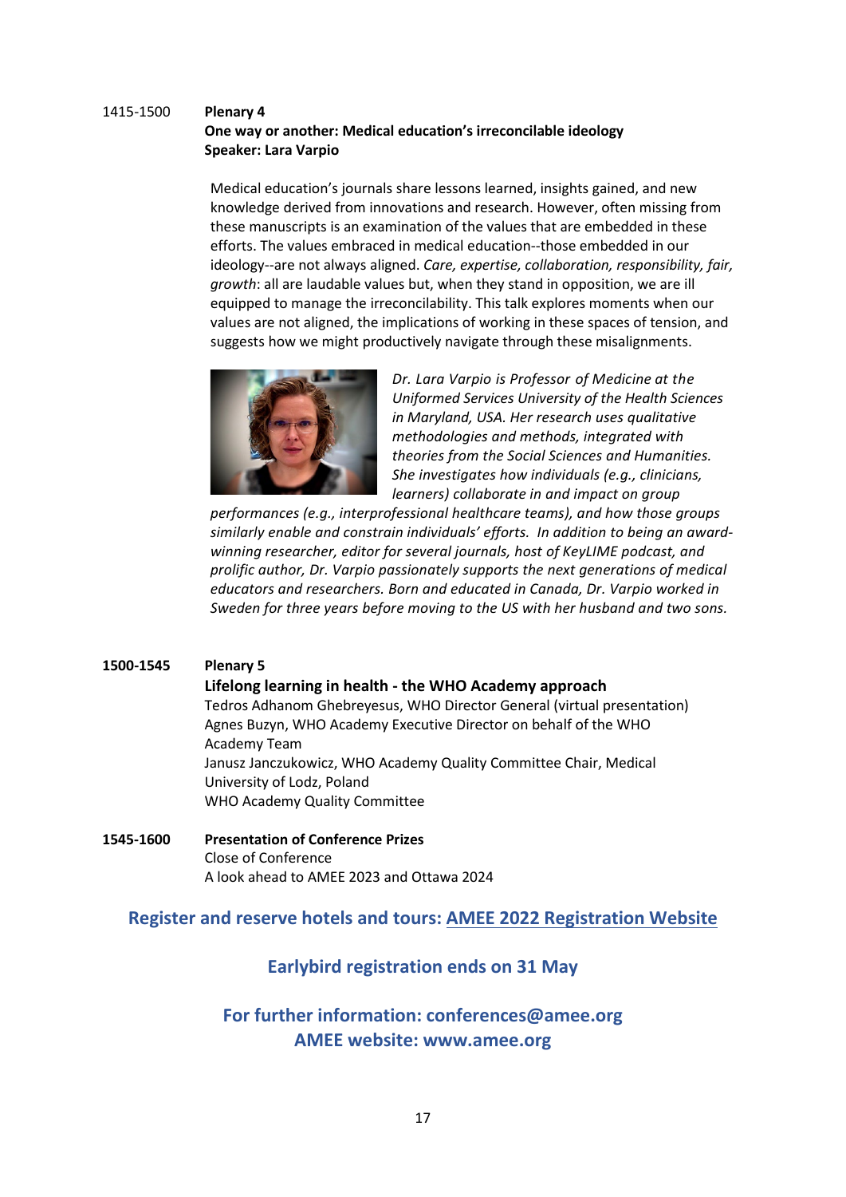1415-1500 **Plenary 4**
**One way or another: Medical education's irreconcilable ideology**
**Speaker: Lara Varpio**

Medical education's journals share lessons learned, insights gained, and new knowledge derived from innovations and research. However, often missing from these manuscripts is an examination of the values that are embedded in these efforts. The values embraced in medical education--those embedded in our ideology--are not always aligned. *Care, expertise, collaboration, responsibility, fair, growth*: all are laudable values but, when they stand in opposition, we are ill equipped to manage the irreconcilability. This talk explores moments when our values are not aligned, the implications of working in these spaces of tension, and suggests how we might productively navigate through these misalignments.

*Dr. Lara Varpio is Professor of Medicine at the Uniformed Services University of the Health Sciences in Maryland, USA. Her research uses qualitative methodologies and methods, integrated with theories from the Social Sciences and Humanities. She investigates how individuals (e.g., clinicians, learners) collaborate in and impact on group performances (e.g., interprofessional healthcare teams), and how those groups similarly enable and constrain individuals' efforts. In addition to being an award-winning researcher, editor for several journals, host of KeyLIME podcast, and prolific author, Dr. Varpio passionately supports the next generations of medical educators and researchers. Born and educated in Canada, Dr. Varpio worked in Sweden for three years before moving to the US with her husband and two sons.*

**1500-1545** **Plenary 5**
**Lifelong learning in health - the WHO Academy approach**
Tedros Adhanom Ghebreyesus, WHO Director General (virtual presentation)
Agnes Buzyn, WHO Academy Executive Director on behalf of the WHO Academy Team
Janusz Janczukowicz, WHO Academy Quality Committee Chair, Medical University of Lodz, Poland
WHO Academy Quality Committee

**1545-1600** **Presentation of Conference Prizes**
Close of Conference
A look ahead to AMEE 2023 and Ottawa 2024

**Register and reserve hotels and tours: AMEE 2022 Registration Website**

**Earlybird registration ends on 31 May**

**For further information: conferences@amee.org**
**AMEE website: www.amee.org**